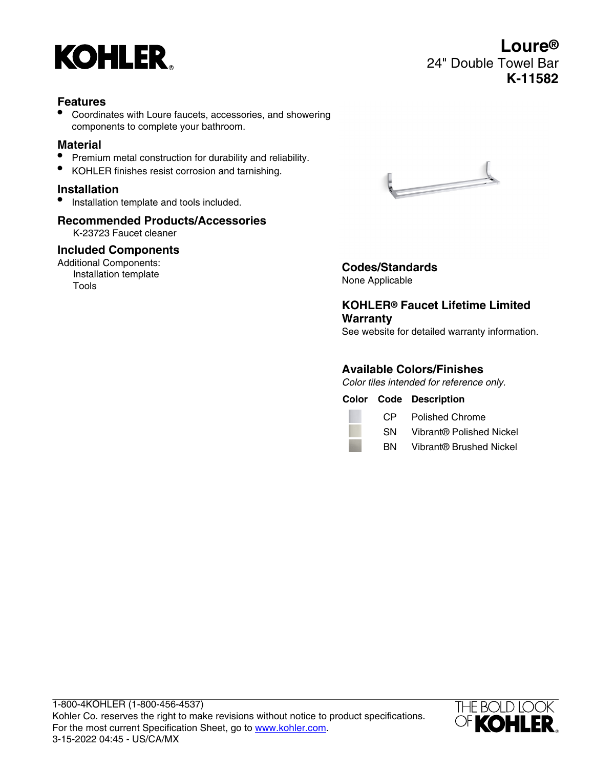# Loure®

24" Double Towel Bar

**K-11582**

## Features

- Coordinates with Loure faucets, accessories, and showering components to complete your bathroom.

## Material

- Premium metal construction for durability and reliability.
- KOHLER finishes resist corrosion and tarnishing.

## Installation

- Installation template and tools included.

## Recommended Products/Accessories

K-23723 Faucet cleaner

## Included Components

Additional Components:
Installation template
Tools

## Codes/Standards

None Applicable

## KOHLER® Faucet Lifetime Limited Warranty

See website for detailed warranty information.

## Available Colors/Finishes

*Color tiles intended for reference only.*

| Color | Code | Description |
|---|---|---|
| | CP | Polished Chrome |
| | SN | Vibrant® Polished Nickel |
| | BN | Vibrant® Brushed Nickel |

1-800-4KOHLER (1-800-456-4537)
Kohler Co. reserves the right to make revisions without notice to product specifications.
For the most current Specification Sheet, go to www.kohler.com.
3-15-2022 04:45 - US/CA/MX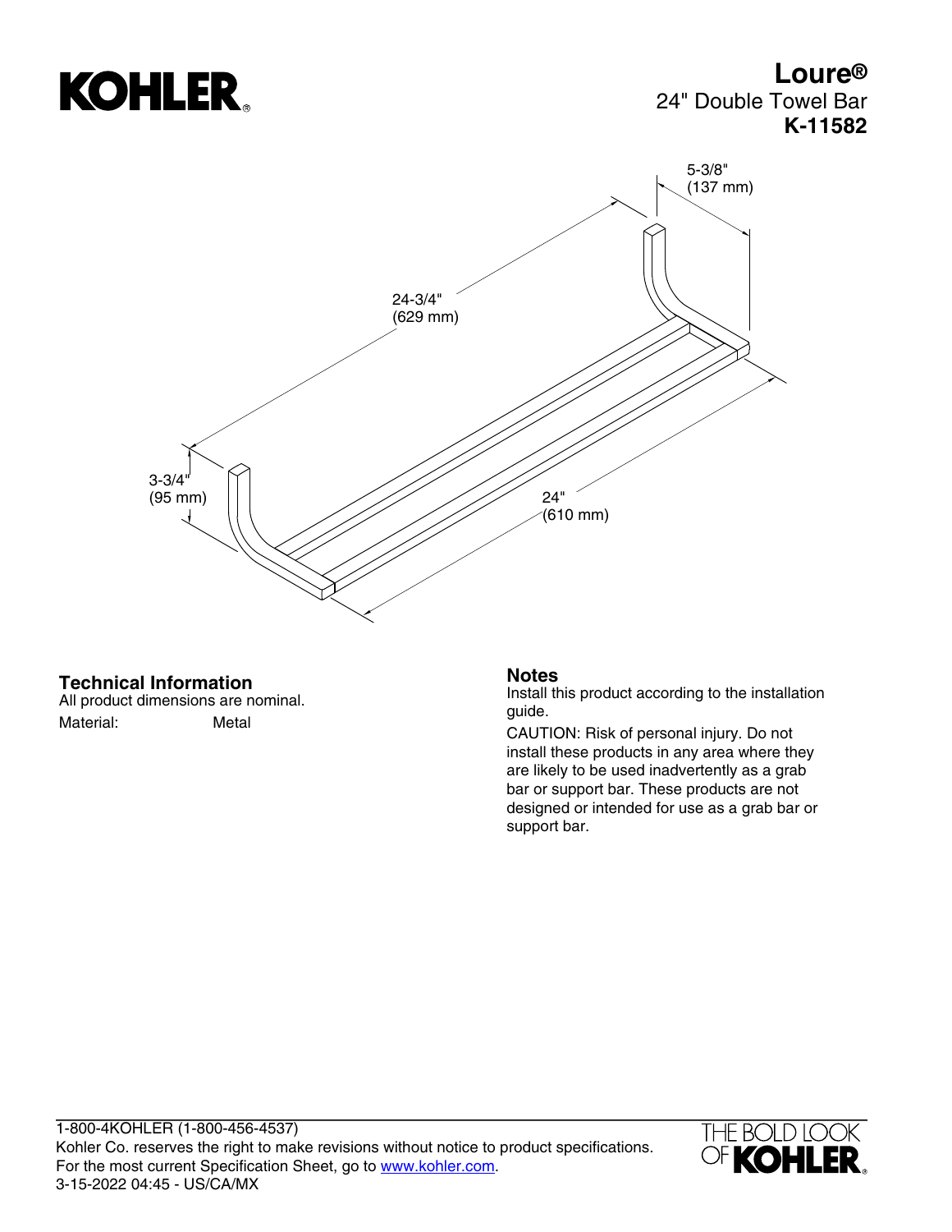# KOHLER

**Loure®**
24" Double Towel Bar
**K-11582**

5-3/8"
(137 mm)

24-3/4"
(629 mm)

3-3/4"
(95 mm)

24"
(610 mm)

## Technical Information

All product dimensions are nominal.

Material: Metal

## Notes

Install this product according to the installation guide.

CAUTION: Risk of personal injury. Do not install these products in any area where they are likely to be used inadvertently as a grab bar or support bar. These products are not designed or intended for use as a grab bar or support bar.

1-800-4KOHLER (1-800-456-4537)
Kohler Co. reserves the right to make revisions without notice to product specifications.
For the most current Specification Sheet, go to www.kohler.com.
3-15-2022 04:45 - US/CA/MX

THE BOLD LOOK OF KOHLER.